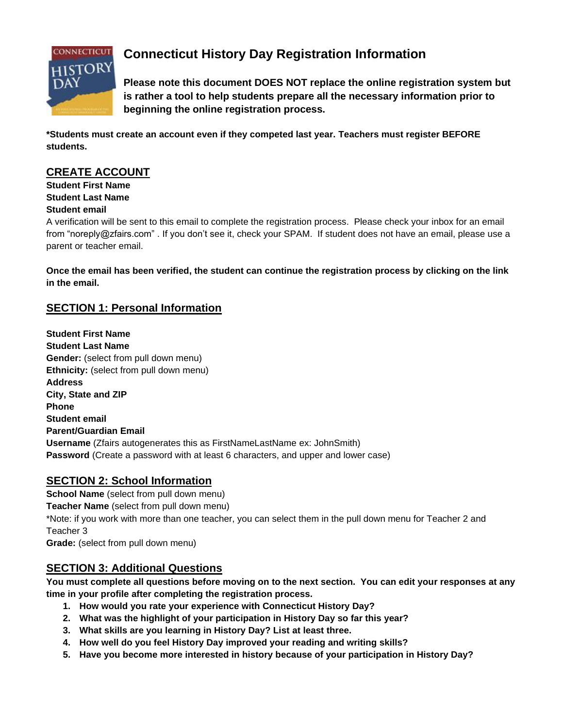# Connecticut History Day Registration Information

**Please note this document DOES NOT replace the online registration system but is rather a tool to help students prepare all the necessary information prior to beginning the online registration process.**

***Students must create an account even if they competed last year. Teachers must register BEFORE students.**

## CREATE ACCOUNT

**Student First Name**
**Student Last Name**
**Student email**
A verification will be sent to this email to complete the registration process. Please check your inbox for an email from "noreply@zfairs.com" . If you don't see it, check your SPAM. If student does not have an email, please use a parent or teacher email.

**Once the email has been verified, the student can continue the registration process by clicking on the link in the email.**

## SECTION 1: Personal Information

**Student First Name**
**Student Last Name**
**Gender:** (select from pull down menu)
**Ethnicity:** (select from pull down menu)
**Address**
**City, State and ZIP**
**Phone**
**Student email**
**Parent/Guardian Email**
**Username** (Zfairs autogenerates this as FirstNameLastName ex: JohnSmith)
**Password** (Create a password with at least 6 characters, and upper and lower case)

## SECTION 2: School Information

**School Name** (select from pull down menu)
**Teacher Name** (select from pull down menu)
*Note: if you work with more than one teacher, you can select them in the pull down menu for Teacher 2 and Teacher 3
**Grade:** (select from pull down menu)

## SECTION 3: Additional Questions

**You must complete all questions before moving on to the next section. You can edit your responses at any time in your profile after completing the registration process.**

1. **How would you rate your experience with Connecticut History Day?**
2. **What was the highlight of your participation in History Day so far this year?**
3. **What skills are you learning in History Day? List at least three.**
4. **How well do you feel History Day improved your reading and writing skills?**
5. **Have you become more interested in history because of your participation in History Day?**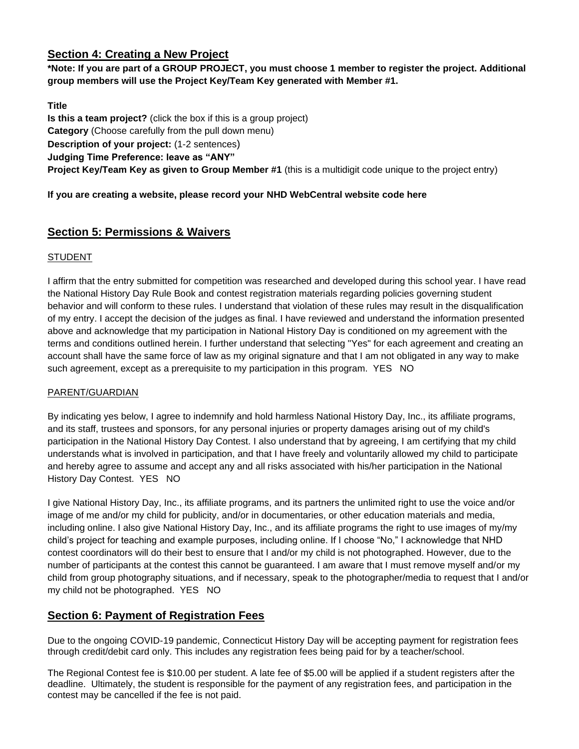## Section 4: Creating a New Project

**\*Note: If you are part of a GROUP PROJECT, you must choose 1 member to register the project. Additional group members will use the Project Key/Team Key generated with Member #1.**

**Title**
**Is this a team project?** (click the box if this is a group project)
**Category** (Choose carefully from the pull down menu)
**Description of your project:** (1-2 sentences)
**Judging Time Preference: leave as "ANY"**
**Project Key/Team Key as given to Group Member #1** (this is a multidigit code unique to the project entry)

**If you are creating a website, please record your NHD WebCentral website code here**

## Section 5: Permissions & Waivers

STUDENT

I affirm that the entry submitted for competition was researched and developed during this school year. I have read the National History Day Rule Book and contest registration materials regarding policies governing student behavior and will conform to these rules. I understand that violation of these rules may result in the disqualification of my entry. I accept the decision of the judges as final. I have reviewed and understand the information presented above and acknowledge that my participation in National History Day is conditioned on my agreement with the terms and conditions outlined herein. I further understand that selecting "Yes" for each agreement and creating an account shall have the same force of law as my original signature and that I am not obligated in any way to make such agreement, except as a prerequisite to my participation in this program. YES NO

PARENT/GUARDIAN

By indicating yes below, I agree to indemnify and hold harmless National History Day, Inc., its affiliate programs, and its staff, trustees and sponsors, for any personal injuries or property damages arising out of my child's participation in the National History Day Contest. I also understand that by agreeing, I am certifying that my child understands what is involved in participation, and that I have freely and voluntarily allowed my child to participate and hereby agree to assume and accept any and all risks associated with his/her participation in the National History Day Contest. YES NO

I give National History Day, Inc., its affiliate programs, and its partners the unlimited right to use the voice and/or image of me and/or my child for publicity, and/or in documentaries, or other education materials and media, including online. I also give National History Day, Inc., and its affiliate programs the right to use images of my/my child's project for teaching and example purposes, including online. If I choose "No," I acknowledge that NHD contest coordinators will do their best to ensure that I and/or my child is not photographed. However, due to the number of participants at the contest this cannot be guaranteed. I am aware that I must remove myself and/or my child from group photography situations, and if necessary, speak to the photographer/media to request that I and/or my child not be photographed. YES NO

## Section 6: Payment of Registration Fees

Due to the ongoing COVID-19 pandemic, Connecticut History Day will be accepting payment for registration fees through credit/debit card only. This includes any registration fees being paid for by a teacher/school.

The Regional Contest fee is $10.00 per student. A late fee of $5.00 will be applied if a student registers after the deadline. Ultimately, the student is responsible for the payment of any registration fees, and participation in the contest may be cancelled if the fee is not paid.